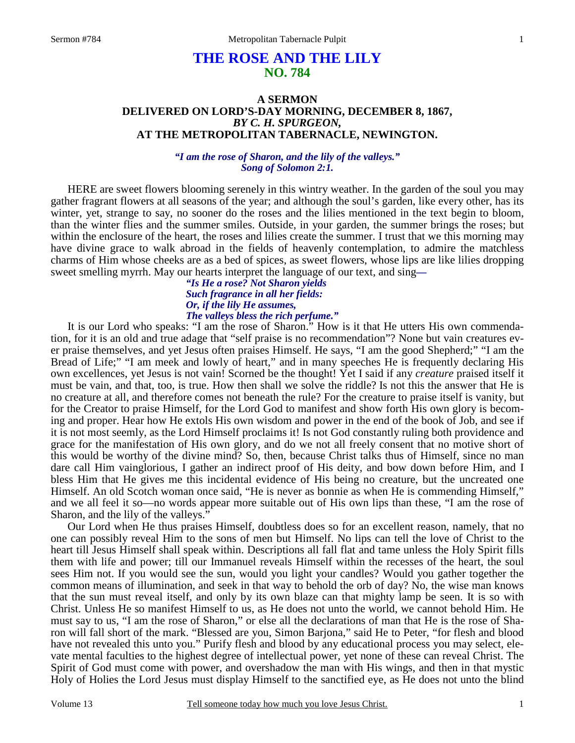# THE ROSE AND THE LILY
## NO. 784

### A SERMON
### DELIVERED ON LORD'S-DAY MORNING, DECEMBER 8, 1867,
### *BY C. H. SPURGEON,*
### AT THE METROPOLITAN TABERNACLE, NEWINGTON.

***"I am the rose of Sharon, and the lily of the valleys." Song of Solomon 2:1.***

HERE are sweet flowers blooming serenely in this wintry weather. In the garden of the soul you may gather fragrant flowers at all seasons of the year; and although the soul's garden, like every other, has its winter, yet, strange to say, no sooner do the roses and the lilies mentioned in the text begin to bloom, than the winter flies and the summer smiles. Outside, in your garden, the summer brings the roses; but within the enclosure of the heart, the roses and lilies create the summer. I trust that we this morning may have divine grace to walk abroad in the fields of heavenly contemplation, to admire the matchless charms of Him whose cheeks are as a bed of spices, as sweet flowers, whose lips are like lilies dropping sweet smelling myrrh. May our hearts interpret the language of our text, and sing**—**

> ***"Is He a rose? Not Sharon yields***
> ***Such fragrance in all her fields:***
> ***Or, if the lily He assumes,***
> ***The valleys bless the rich perfume."***

It is our Lord who speaks: "I am the rose of Sharon." How is it that He utters His own commendation, for it is an old and true adage that "self praise is no recommendation"? None but vain creatures ever praise themselves, and yet Jesus often praises Himself. He says, "I am the good Shepherd;" "I am the Bread of Life;" "I am meek and lowly of heart," and in many speeches He is frequently declaring His own excellences, yet Jesus is not vain! Scorned be the thought! Yet I said if any *creature* praised itself it must be vain, and that, too, is true. How then shall we solve the riddle? Is not this the answer that He is no creature at all, and therefore comes not beneath the rule? For the creature to praise itself is vanity, but for the Creator to praise Himself, for the Lord God to manifest and show forth His own glory is becoming and proper. Hear how He extols His own wisdom and power in the end of the book of Job, and see if it is not most seemly, as the Lord Himself proclaims it! Is not God constantly ruling both providence and grace for the manifestation of His own glory, and do we not all freely consent that no motive short of this would be worthy of the divine mind? So, then, because Christ talks thus of Himself, since no man dare call Him vainglorious, I gather an indirect proof of His deity, and bow down before Him, and I bless Him that He gives me this incidental evidence of His being no creature, but the uncreated one Himself. An old Scotch woman once said, "He is never as bonnie as when He is commending Himself," and we all feel it so—no words appear more suitable out of His own lips than these, "I am the rose of Sharon, and the lily of the valleys."

Our Lord when He thus praises Himself, doubtless does so for an excellent reason, namely, that no one can possibly reveal Him to the sons of men but Himself. No lips can tell the love of Christ to the heart till Jesus Himself shall speak within. Descriptions all fall flat and tame unless the Holy Spirit fills them with life and power; till our Immanuel reveals Himself within the recesses of the heart, the soul sees Him not. If you would see the sun, would you light your candles? Would you gather together the common means of illumination, and seek in that way to behold the orb of day? No, the wise man knows that the sun must reveal itself, and only by its own blaze can that mighty lamp be seen. It is so with Christ. Unless He so manifest Himself to us, as He does not unto the world, we cannot behold Him. He must say to us, "I am the rose of Sharon," or else all the declarations of man that He is the rose of Sharon will fall short of the mark. "Blessed are you, Simon Barjona," said He to Peter, "for flesh and blood have not revealed this unto you." Purify flesh and blood by any educational process you may select, elevate mental faculties to the highest degree of intellectual power, yet none of these can reveal Christ. The Spirit of God must come with power, and overshadow the man with His wings, and then in that mystic Holy of Holies the Lord Jesus must display Himself to the sanctified eye, as He does not unto the blind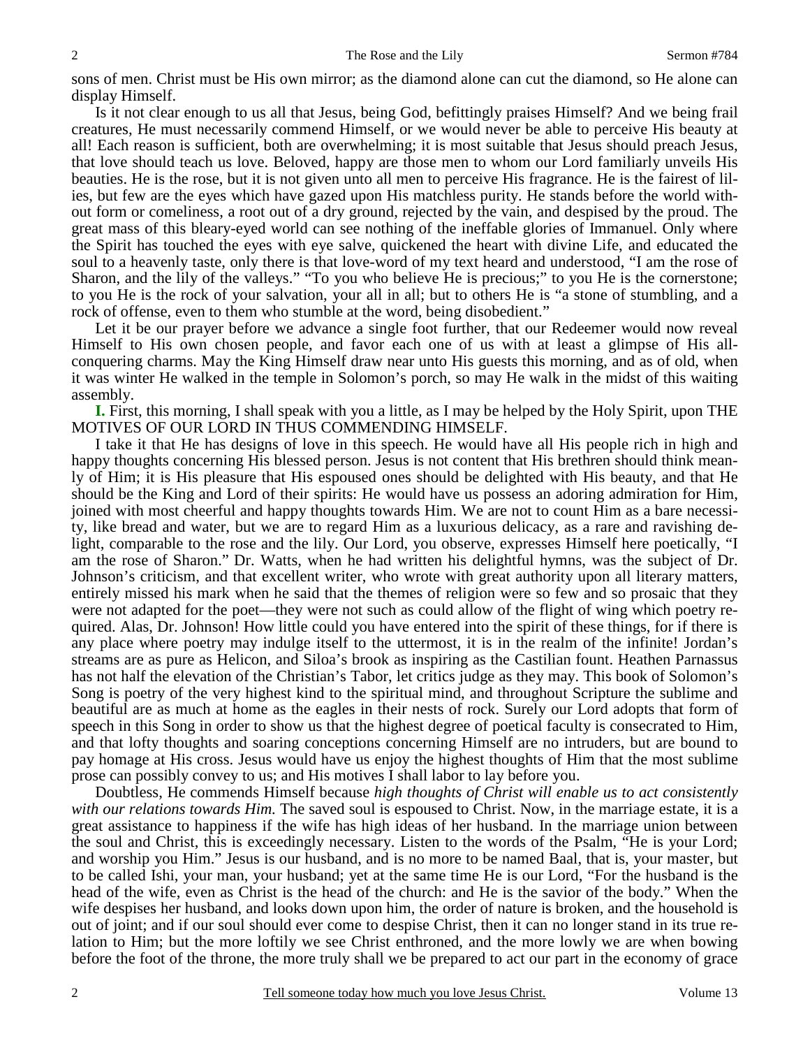sons of men. Christ must be His own mirror; as the diamond alone can cut the diamond, so He alone can display Himself.

Is it not clear enough to us all that Jesus, being God, befittingly praises Himself? And we being frail creatures, He must necessarily commend Himself, or we would never be able to perceive His beauty at all! Each reason is sufficient, both are overwhelming; it is most suitable that Jesus should preach Jesus, that love should teach us love. Beloved, happy are those men to whom our Lord familiarly unveils His beauties. He is the rose, but it is not given unto all men to perceive His fragrance. He is the fairest of lilies, but few are the eyes which have gazed upon His matchless purity. He stands before the world without form or comeliness, a root out of a dry ground, rejected by the vain, and despised by the proud. The great mass of this bleary-eyed world can see nothing of the ineffable glories of Immanuel. Only where the Spirit has touched the eyes with eye salve, quickened the heart with divine Life, and educated the soul to a heavenly taste, only there is that love-word of my text heard and understood, "I am the rose of Sharon, and the lily of the valleys." "To you who believe He is precious;" to you He is the cornerstone; to you He is the rock of your salvation, your all in all; but to others He is "a stone of stumbling, and a rock of offense, even to them who stumble at the word, being disobedient."

Let it be our prayer before we advance a single foot further, that our Redeemer would now reveal Himself to His own chosen people, and favor each one of us with at least a glimpse of His all-conquering charms. May the King Himself draw near unto His guests this morning, and as of old, when it was winter He walked in the temple in Solomon's porch, so may He walk in the midst of this waiting assembly.

**I.** First, this morning, I shall speak with you a little, as I may be helped by the Holy Spirit, upon THE MOTIVES OF OUR LORD IN THUS COMMENDING HIMSELF.

I take it that He has designs of love in this speech. He would have all His people rich in high and happy thoughts concerning His blessed person. Jesus is not content that His brethren should think meanly of Him; it is His pleasure that His espoused ones should be delighted with His beauty, and that He should be the King and Lord of their spirits: He would have us possess an adoring admiration for Him, joined with most cheerful and happy thoughts towards Him. We are not to count Him as a bare necessity, like bread and water, but we are to regard Him as a luxurious delicacy, as a rare and ravishing delight, comparable to the rose and the lily. Our Lord, you observe, expresses Himself here poetically, "I am the rose of Sharon." Dr. Watts, when he had written his delightful hymns, was the subject of Dr. Johnson's criticism, and that excellent writer, who wrote with great authority upon all literary matters, entirely missed his mark when he said that the themes of religion were so few and so prosaic that they were not adapted for the poet—they were not such as could allow of the flight of wing which poetry required. Alas, Dr. Johnson! How little could you have entered into the spirit of these things, for if there is any place where poetry may indulge itself to the uttermost, it is in the realm of the infinite! Jordan's streams are as pure as Helicon, and Siloa's brook as inspiring as the Castilian fount. Heathen Parnassus has not half the elevation of the Christian's Tabor, let critics judge as they may. This book of Solomon's Song is poetry of the very highest kind to the spiritual mind, and throughout Scripture the sublime and beautiful are as much at home as the eagles in their nests of rock. Surely our Lord adopts that form of speech in this Song in order to show us that the highest degree of poetical faculty is consecrated to Him, and that lofty thoughts and soaring conceptions concerning Himself are no intruders, but are bound to pay homage at His cross. Jesus would have us enjoy the highest thoughts of Him that the most sublime prose can possibly convey to us; and His motives I shall labor to lay before you.

Doubtless, He commends Himself because *high thoughts of Christ will enable us to act consistently with our relations towards Him.* The saved soul is espoused to Christ. Now, in the marriage estate, it is a great assistance to happiness if the wife has high ideas of her husband. In the marriage union between the soul and Christ, this is exceedingly necessary. Listen to the words of the Psalm, "He is your Lord; and worship you Him." Jesus is our husband, and is no more to be named Baal, that is, your master, but to be called Ishi, your man, your husband; yet at the same time He is our Lord, "For the husband is the head of the wife, even as Christ is the head of the church: and He is the savior of the body." When the wife despises her husband, and looks down upon him, the order of nature is broken, and the household is out of joint; and if our soul should ever come to despise Christ, then it can no longer stand in its true relation to Him; but the more loftily we see Christ enthroned, and the more lowly we are when bowing before the foot of the throne, the more truly shall we be prepared to act our part in the economy of grace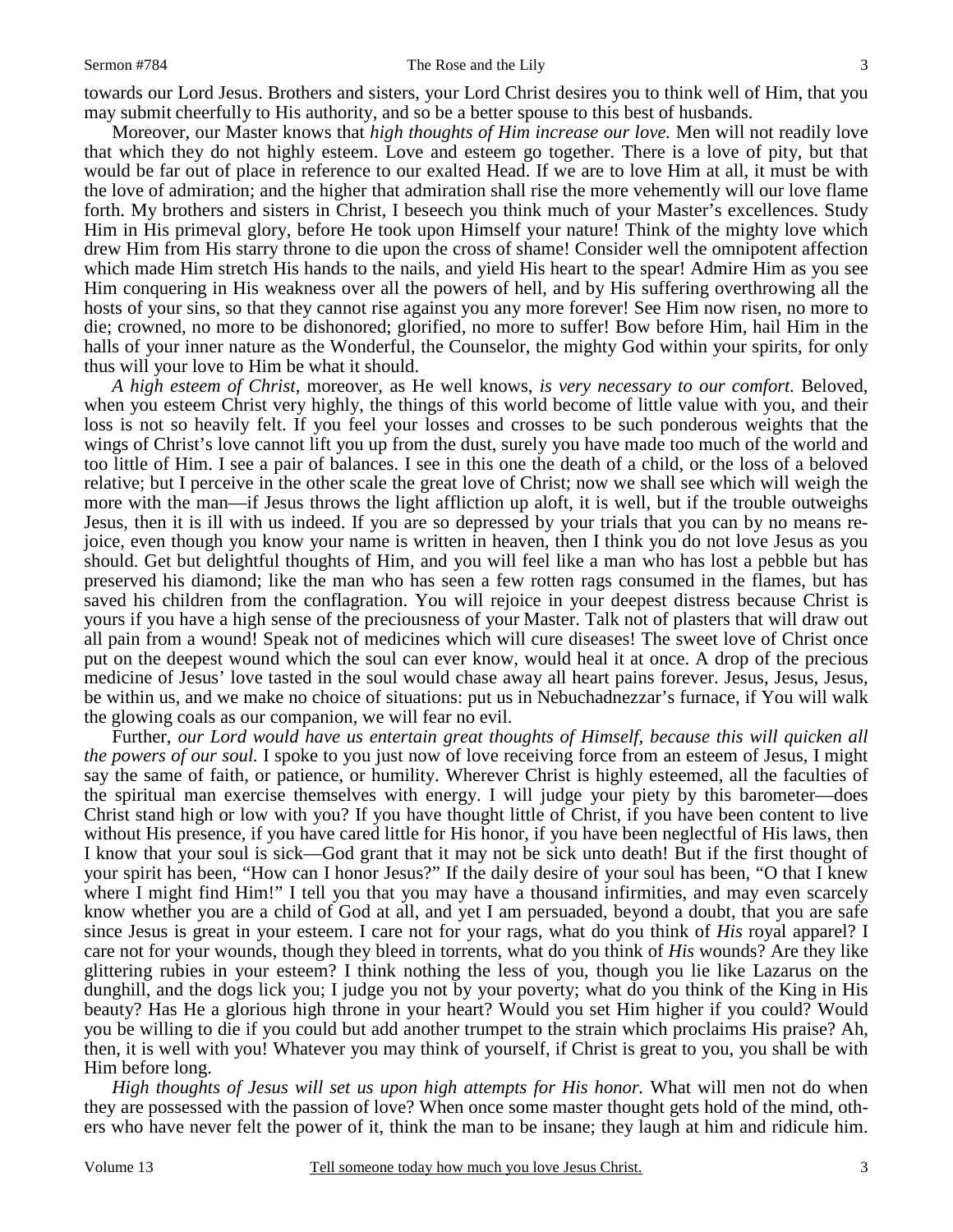towards our Lord Jesus. Brothers and sisters, your Lord Christ desires you to think well of Him, that you may submit cheerfully to His authority, and so be a better spouse to this best of husbands.

Moreover, our Master knows that *high thoughts of Him increase our love.* Men will not readily love that which they do not highly esteem. Love and esteem go together. There is a love of pity, but that would be far out of place in reference to our exalted Head. If we are to love Him at all, it must be with the love of admiration; and the higher that admiration shall rise the more vehemently will our love flame forth. My brothers and sisters in Christ, I beseech you think much of your Master's excellences. Study Him in His primeval glory, before He took upon Himself your nature! Think of the mighty love which drew Him from His starry throne to die upon the cross of shame! Consider well the omnipotent affection which made Him stretch His hands to the nails, and yield His heart to the spear! Admire Him as you see Him conquering in His weakness over all the powers of hell, and by His suffering overthrowing all the hosts of your sins, so that they cannot rise against you any more forever! See Him now risen, no more to die; crowned, no more to be dishonored; glorified, no more to suffer! Bow before Him, hail Him in the halls of your inner nature as the Wonderful, the Counselor, the mighty God within your spirits, for only thus will your love to Him be what it should.

*A high esteem of Christ,* moreover, as He well knows, *is very necessary to our comfort.* Beloved, when you esteem Christ very highly, the things of this world become of little value with you, and their loss is not so heavily felt. If you feel your losses and crosses to be such ponderous weights that the wings of Christ's love cannot lift you up from the dust, surely you have made too much of the world and too little of Him. I see a pair of balances. I see in this one the death of a child, or the loss of a beloved relative; but I perceive in the other scale the great love of Christ; now we shall see which will weigh the more with the man—if Jesus throws the light affliction up aloft, it is well, but if the trouble outweighs Jesus, then it is ill with us indeed. If you are so depressed by your trials that you can by no means rejoice, even though you know your name is written in heaven, then I think you do not love Jesus as you should. Get but delightful thoughts of Him, and you will feel like a man who has lost a pebble but has preserved his diamond; like the man who has seen a few rotten rags consumed in the flames, but has saved his children from the conflagration. You will rejoice in your deepest distress because Christ is yours if you have a high sense of the preciousness of your Master. Talk not of plasters that will draw out all pain from a wound! Speak not of medicines which will cure diseases! The sweet love of Christ once put on the deepest wound which the soul can ever know, would heal it at once. A drop of the precious medicine of Jesus' love tasted in the soul would chase away all heart pains forever. Jesus, Jesus, Jesus, be within us, and we make no choice of situations: put us in Nebuchadnezzar's furnace, if You will walk the glowing coals as our companion, we will fear no evil.

Further, *our Lord would have us entertain great thoughts of Himself, because this will quicken all the powers of our soul.* I spoke to you just now of love receiving force from an esteem of Jesus, I might say the same of faith, or patience, or humility. Wherever Christ is highly esteemed, all the faculties of the spiritual man exercise themselves with energy. I will judge your piety by this barometer—does Christ stand high or low with you? If you have thought little of Christ, if you have been content to live without His presence, if you have cared little for His honor, if you have been neglectful of His laws, then I know that your soul is sick—God grant that it may not be sick unto death! But if the first thought of your spirit has been, "How can I honor Jesus?" If the daily desire of your soul has been, "O that I knew where I might find Him!" I tell you that you may have a thousand infirmities, and may even scarcely know whether you are a child of God at all, and yet I am persuaded, beyond a doubt, that you are safe since Jesus is great in your esteem. I care not for your rags, what do you think of *His* royal apparel? I care not for your wounds, though they bleed in torrents, what do you think of *His* wounds? Are they like glittering rubies in your esteem? I think nothing the less of you, though you lie like Lazarus on the dunghill, and the dogs lick you; I judge you not by your poverty; what do you think of the King in His beauty? Has He a glorious high throne in your heart? Would you set Him higher if you could? Would you be willing to die if you could but add another trumpet to the strain which proclaims His praise? Ah, then, it is well with you! Whatever you may think of yourself, if Christ is great to you, you shall be with Him before long.

*High thoughts of Jesus will set us upon high attempts for His honor.* What will men not do when they are possessed with the passion of love? When once some master thought gets hold of the mind, others who have never felt the power of it, think the man to be insane; they laugh at him and ridicule him.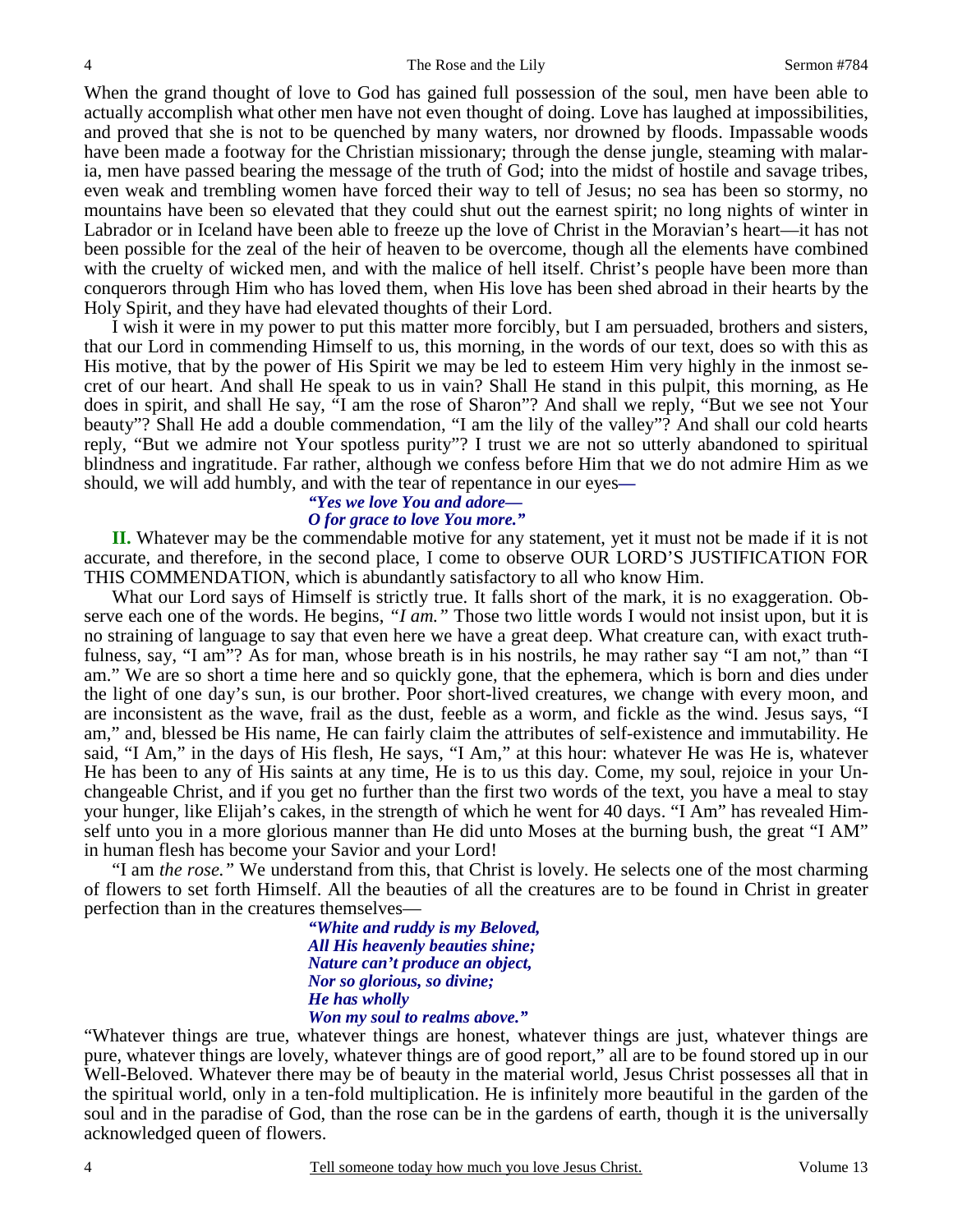When the grand thought of love to God has gained full possession of the soul, men have been able to actually accomplish what other men have not even thought of doing. Love has laughed at impossibilities, and proved that she is not to be quenched by many waters, nor drowned by floods. Impassable woods have been made a footway for the Christian missionary; through the dense jungle, steaming with malaria, men have passed bearing the message of the truth of God; into the midst of hostile and savage tribes, even weak and trembling women have forced their way to tell of Jesus; no sea has been so stormy, no mountains have been so elevated that they could shut out the earnest spirit; no long nights of winter in Labrador or in Iceland have been able to freeze up the love of Christ in the Moravian's heart—it has not been possible for the zeal of the heir of heaven to be overcome, though all the elements have combined with the cruelty of wicked men, and with the malice of hell itself. Christ's people have been more than conquerors through Him who has loved them, when His love has been shed abroad in their hearts by the Holy Spirit, and they have had elevated thoughts of their Lord.

I wish it were in my power to put this matter more forcibly, but I am persuaded, brothers and sisters, that our Lord in commending Himself to us, this morning, in the words of our text, does so with this as His motive, that by the power of His Spirit we may be led to esteem Him very highly in the inmost secret of our heart. And shall He speak to us in vain? Shall He stand in this pulpit, this morning, as He does in spirit, and shall He say, "I am the rose of Sharon"? And shall we reply, "But we see not Your beauty"? Shall He add a double commendation, "I am the lily of the valley"? And shall our cold hearts reply, "But we admire not Your spotless purity"? I trust we are not so utterly abandoned to spiritual blindness and ingratitude. Far rather, although we confess before Him that we do not admire Him as we should, we will add humbly, and with the tear of repentance in our eyes—

***"Yes we love You and adore—***
***O for grace to love You more."***

**II.** Whatever may be the commendable motive for any statement, yet it must not be made if it is not accurate, and therefore, in the second place, I come to observe OUR LORD'S JUSTIFICATION FOR THIS COMMENDATION, which is abundantly satisfactory to all who know Him.

What our Lord says of Himself is strictly true. It falls short of the mark, it is no exaggeration. Observe each one of the words. He begins, *"I am."* Those two little words I would not insist upon, but it is no straining of language to say that even here we have a great deep. What creature can, with exact truthfulness, say, "I am"? As for man, whose breath is in his nostrils, he may rather say "I am not," than "I am." We are so short a time here and so quickly gone, that the ephemera, which is born and dies under the light of one day's sun, is our brother. Poor short-lived creatures, we change with every moon, and are inconsistent as the wave, frail as the dust, feeble as a worm, and fickle as the wind. Jesus says, "I am," and, blessed be His name, He can fairly claim the attributes of self-existence and immutability. He said, "I Am," in the days of His flesh, He says, "I Am," at this hour: whatever He was He is, whatever He has been to any of His saints at any time, He is to us this day. Come, my soul, rejoice in your Unchangeable Christ, and if you get no further than the first two words of the text, you have a meal to stay your hunger, like Elijah's cakes, in the strength of which he went for 40 days. "I Am" has revealed Himself unto you in a more glorious manner than He did unto Moses at the burning bush, the great "I AM" in human flesh has become your Savior and your Lord!

"I am *the rose."* We understand from this, that Christ is lovely. He selects one of the most charming of flowers to set forth Himself. All the beauties of all the creatures are to be found in Christ in greater perfection than in the creatures themselves—

***"White and ruddy is my Beloved,***
***All His heavenly beauties shine;***
***Nature can't produce an object,***
***Nor so glorious, so divine;***
***He has wholly***
***Won my soul to realms above."***

"Whatever things are true, whatever things are honest, whatever things are just, whatever things are pure, whatever things are lovely, whatever things are of good report," all are to be found stored up in our Well-Beloved. Whatever there may be of beauty in the material world, Jesus Christ possesses all that in the spiritual world, only in a ten-fold multiplication. He is infinitely more beautiful in the garden of the soul and in the paradise of God, than the rose can be in the gardens of earth, though it is the universally acknowledged queen of flowers.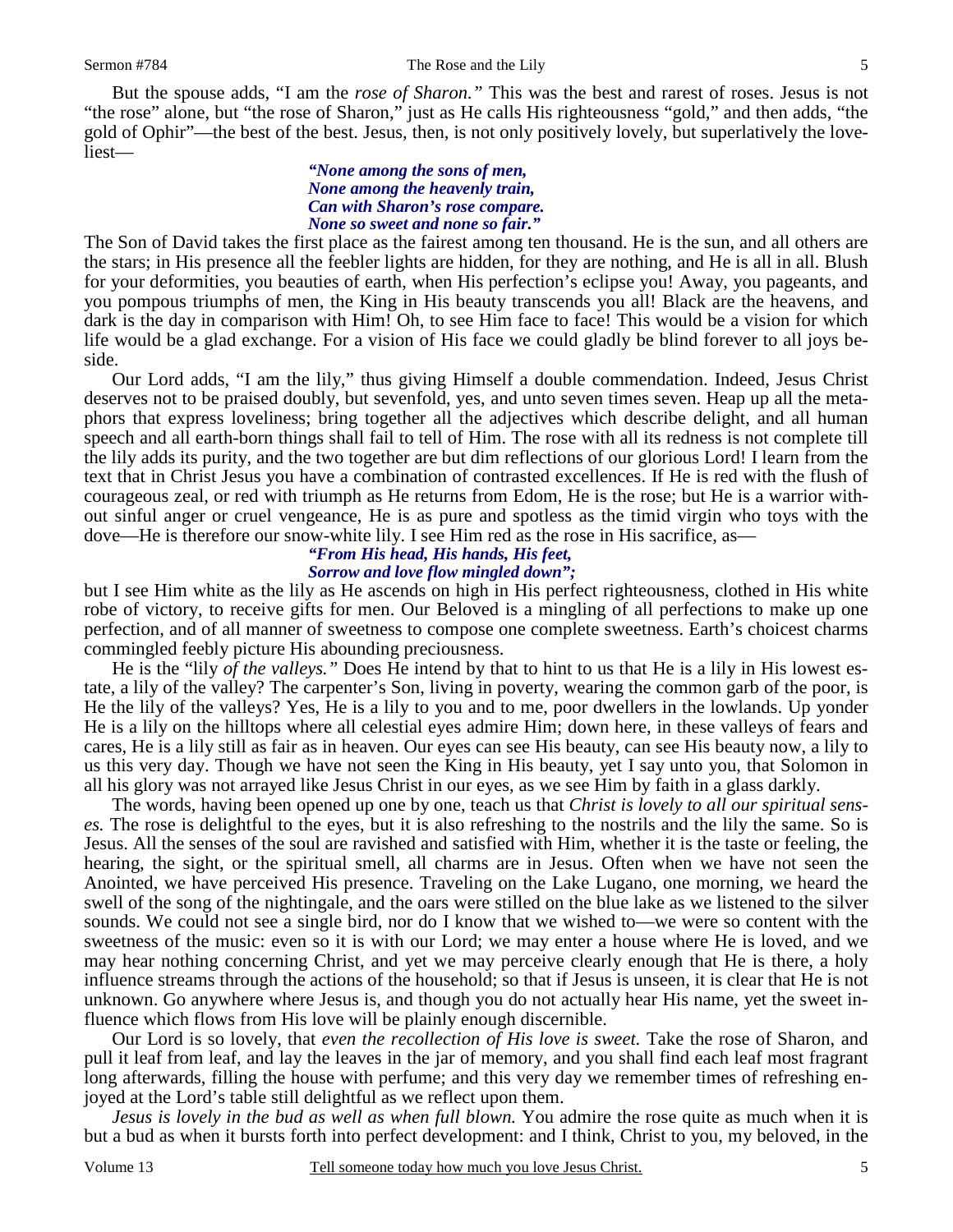But the spouse adds, "I am the *rose of Sharon."* This was the best and rarest of roses. Jesus is not "the rose" alone, but "the rose of Sharon," just as He calls His righteousness "gold," and then adds, "the gold of Ophir"—the best of the best. Jesus, then, is not only positively lovely, but superlatively the loveliest—

> ***"None among the sons of men,***
> ***None among the heavenly train,***
> ***Can with Sharon's rose compare.***
> ***None so sweet and none so fair."***

The Son of David takes the first place as the fairest among ten thousand. He is the sun, and all others are the stars; in His presence all the feebler lights are hidden, for they are nothing, and He is all in all. Blush for your deformities, you beauties of earth, when His perfection's eclipse you! Away, you pageants, and you pompous triumphs of men, the King in His beauty transcends you all! Black are the heavens, and dark is the day in comparison with Him! Oh, to see Him face to face! This would be a vision for which life would be a glad exchange. For a vision of His face we could gladly be blind forever to all joys beside.

Our Lord adds, "I am the lily," thus giving Himself a double commendation. Indeed, Jesus Christ deserves not to be praised doubly, but sevenfold, yes, and unto seven times seven. Heap up all the metaphors that express loveliness; bring together all the adjectives which describe delight, and all human speech and all earth-born things shall fail to tell of Him. The rose with all its redness is not complete till the lily adds its purity, and the two together are but dim reflections of our glorious Lord! I learn from the text that in Christ Jesus you have a combination of contrasted excellences. If He is red with the flush of courageous zeal, or red with triumph as He returns from Edom, He is the rose; but He is a warrior without sinful anger or cruel vengeance, He is as pure and spotless as the timid virgin who toys with the dove—He is therefore our snow-white lily. I see Him red as the rose in His sacrifice, as—

> ***"From His head, His hands, His feet,***
> ***Sorrow and love flow mingled down";***

but I see Him white as the lily as He ascends on high in His perfect righteousness, clothed in His white robe of victory, to receive gifts for men. Our Beloved is a mingling of all perfections to make up one perfection, and of all manner of sweetness to compose one complete sweetness. Earth's choicest charms commingled feebly picture His abounding preciousness.

He is the "lily *of the valleys."* Does He intend by that to hint to us that He is a lily in His lowest estate, a lily of the valley? The carpenter's Son, living in poverty, wearing the common garb of the poor, is He the lily of the valleys? Yes, He is a lily to you and to me, poor dwellers in the lowlands. Up yonder He is a lily on the hilltops where all celestial eyes admire Him; down here, in these valleys of fears and cares, He is a lily still as fair as in heaven. Our eyes can see His beauty, can see His beauty now, a lily to us this very day. Though we have not seen the King in His beauty, yet I say unto you, that Solomon in all his glory was not arrayed like Jesus Christ in our eyes, as we see Him by faith in a glass darkly.

The words, having been opened up one by one, teach us that *Christ is lovely to all our spiritual senses.* The rose is delightful to the eyes, but it is also refreshing to the nostrils and the lily the same. So is Jesus. All the senses of the soul are ravished and satisfied with Him, whether it is the taste or feeling, the hearing, the sight, or the spiritual smell, all charms are in Jesus. Often when we have not seen the Anointed, we have perceived His presence. Traveling on the Lake Lugano, one morning, we heard the swell of the song of the nightingale, and the oars were stilled on the blue lake as we listened to the silver sounds. We could not see a single bird, nor do I know that we wished to—we were so content with the sweetness of the music: even so it is with our Lord; we may enter a house where He is loved, and we may hear nothing concerning Christ, and yet we may perceive clearly enough that He is there, a holy influence streams through the actions of the household; so that if Jesus is unseen, it is clear that He is not unknown. Go anywhere where Jesus is, and though you do not actually hear His name, yet the sweet influence which flows from His love will be plainly enough discernible.

Our Lord is so lovely, that *even the recollection of His love is sweet.* Take the rose of Sharon, and pull it leaf from leaf, and lay the leaves in the jar of memory, and you shall find each leaf most fragrant long afterwards, filling the house with perfume; and this very day we remember times of refreshing enjoyed at the Lord's table still delightful as we reflect upon them.

*Jesus is lovely in the bud as well as when full blown.* You admire the rose quite as much when it is but a bud as when it bursts forth into perfect development: and I think, Christ to you, my beloved, in the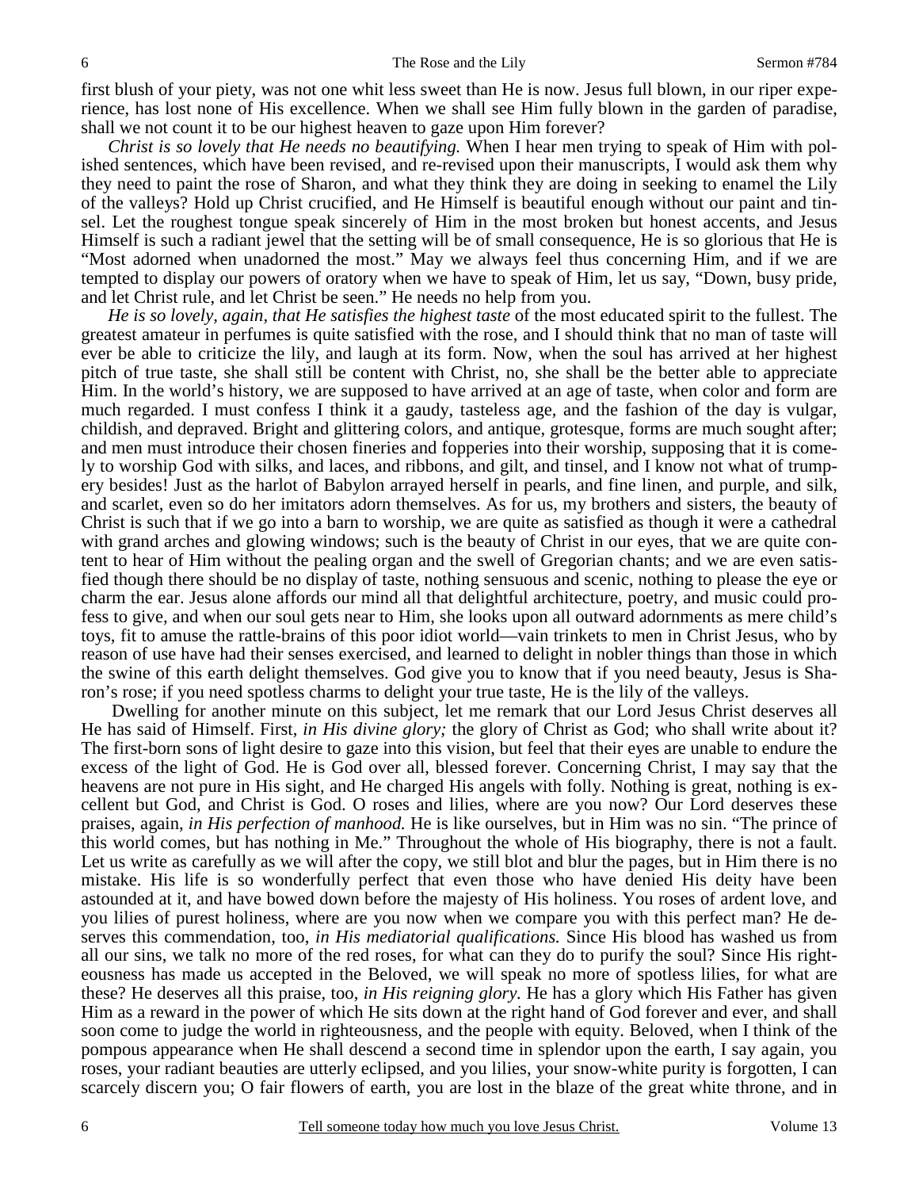first blush of your piety, was not one whit less sweet than He is now. Jesus full blown, in our riper experience, has lost none of His excellence. When we shall see Him fully blown in the garden of paradise, shall we not count it to be our highest heaven to gaze upon Him forever?

*Christ is so lovely that He needs no beautifying.* When I hear men trying to speak of Him with polished sentences, which have been revised, and re-revised upon their manuscripts, I would ask them why they need to paint the rose of Sharon, and what they think they are doing in seeking to enamel the Lily of the valleys? Hold up Christ crucified, and He Himself is beautiful enough without our paint and tinsel. Let the roughest tongue speak sincerely of Him in the most broken but honest accents, and Jesus Himself is such a radiant jewel that the setting will be of small consequence, He is so glorious that He is "Most adorned when unadorned the most." May we always feel thus concerning Him, and if we are tempted to display our powers of oratory when we have to speak of Him, let us say, "Down, busy pride, and let Christ rule, and let Christ be seen." He needs no help from you.

*He is so lovely, again, that He satisfies the highest taste* of the most educated spirit to the fullest. The greatest amateur in perfumes is quite satisfied with the rose, and I should think that no man of taste will ever be able to criticize the lily, and laugh at its form. Now, when the soul has arrived at her highest pitch of true taste, she shall still be content with Christ, no, she shall be the better able to appreciate Him. In the world's history, we are supposed to have arrived at an age of taste, when color and form are much regarded. I must confess I think it a gaudy, tasteless age, and the fashion of the day is vulgar, childish, and depraved. Bright and glittering colors, and antique, grotesque, forms are much sought after; and men must introduce their chosen fineries and fopperies into their worship, supposing that it is comely to worship God with silks, and laces, and ribbons, and gilt, and tinsel, and I know not what of trumpery besides! Just as the harlot of Babylon arrayed herself in pearls, and fine linen, and purple, and silk, and scarlet, even so do her imitators adorn themselves. As for us, my brothers and sisters, the beauty of Christ is such that if we go into a barn to worship, we are quite as satisfied as though it were a cathedral with grand arches and glowing windows; such is the beauty of Christ in our eyes, that we are quite content to hear of Him without the pealing organ and the swell of Gregorian chants; and we are even satisfied though there should be no display of taste, nothing sensuous and scenic, nothing to please the eye or charm the ear. Jesus alone affords our mind all that delightful architecture, poetry, and music could profess to give, and when our soul gets near to Him, she looks upon all outward adornments as mere child's toys, fit to amuse the rattle-brains of this poor idiot world—vain trinkets to men in Christ Jesus, who by reason of use have had their senses exercised, and learned to delight in nobler things than those in which the swine of this earth delight themselves. God give you to know that if you need beauty, Jesus is Sharon's rose; if you need spotless charms to delight your true taste, He is the lily of the valleys.

Dwelling for another minute on this subject, let me remark that our Lord Jesus Christ deserves all He has said of Himself. First, *in His divine glory;* the glory of Christ as God; who shall write about it? The first-born sons of light desire to gaze into this vision, but feel that their eyes are unable to endure the excess of the light of God. He is God over all, blessed forever. Concerning Christ, I may say that the heavens are not pure in His sight, and He charged His angels with folly. Nothing is great, nothing is excellent but God, and Christ is God. O roses and lilies, where are you now? Our Lord deserves these praises, again, *in His perfection of manhood.* He is like ourselves, but in Him was no sin. "The prince of this world comes, but has nothing in Me." Throughout the whole of His biography, there is not a fault. Let us write as carefully as we will after the copy, we still blot and blur the pages, but in Him there is no mistake. His life is so wonderfully perfect that even those who have denied His deity have been astounded at it, and have bowed down before the majesty of His holiness. You roses of ardent love, and you lilies of purest holiness, where are you now when we compare you with this perfect man? He deserves this commendation, too, *in His mediatorial qualifications.* Since His blood has washed us from all our sins, we talk no more of the red roses, for what can they do to purify the soul? Since His righteousness has made us accepted in the Beloved, we will speak no more of spotless lilies, for what are these? He deserves all this praise, too, *in His reigning glory*. He has a glory which His Father has given Him as a reward in the power of which He sits down at the right hand of God forever and ever, and shall soon come to judge the world in righteousness, and the people with equity. Beloved, when I think of the pompous appearance when He shall descend a second time in splendor upon the earth, I say again, you roses, your radiant beauties are utterly eclipsed, and you lilies, your snow-white purity is forgotten, I can scarcely discern you; O fair flowers of earth, you are lost in the blaze of the great white throne, and in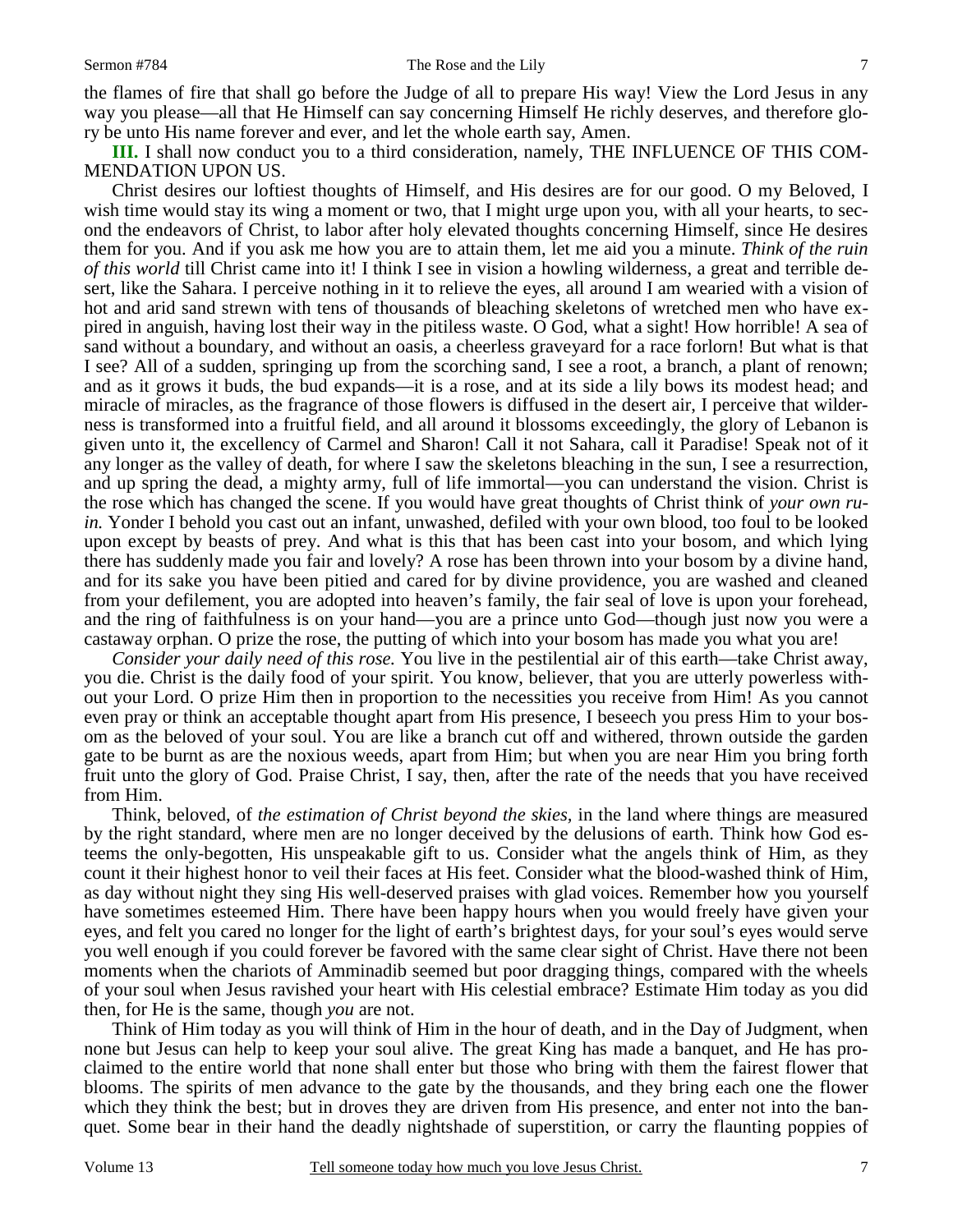the flames of fire that shall go before the Judge of all to prepare His way! View the Lord Jesus in any way you please—all that He Himself can say concerning Himself He richly deserves, and therefore glory be unto His name forever and ever, and let the whole earth say, Amen.

**III.** I shall now conduct you to a third consideration, namely, THE INFLUENCE OF THIS COMMENDATION UPON US.

Christ desires our loftiest thoughts of Himself, and His desires are for our good. O my Beloved, I wish time would stay its wing a moment or two, that I might urge upon you, with all your hearts, to second the endeavors of Christ, to labor after holy elevated thoughts concerning Himself, since He desires them for you. And if you ask me how you are to attain them, let me aid you a minute. *Think of the ruin of this world* till Christ came into it! I think I see in vision a howling wilderness, a great and terrible desert, like the Sahara. I perceive nothing in it to relieve the eyes, all around I am wearied with a vision of hot and arid sand strewn with tens of thousands of bleaching skeletons of wretched men who have expired in anguish, having lost their way in the pitiless waste. O God, what a sight! How horrible! A sea of sand without a boundary, and without an oasis, a cheerless graveyard for a race forlorn! But what is that I see? All of a sudden, springing up from the scorching sand, I see a root, a branch, a plant of renown; and as it grows it buds, the bud expands—it is a rose, and at its side a lily bows its modest head; and miracle of miracles, as the fragrance of those flowers is diffused in the desert air, I perceive that wilderness is transformed into a fruitful field, and all around it blossoms exceedingly, the glory of Lebanon is given unto it, the excellency of Carmel and Sharon! Call it not Sahara, call it Paradise! Speak not of it any longer as the valley of death, for where I saw the skeletons bleaching in the sun, I see a resurrection, and up spring the dead, a mighty army, full of life immortal—you can understand the vision. Christ is the rose which has changed the scene. If you would have great thoughts of Christ think of *your own ruin.* Yonder I behold you cast out an infant, unwashed, defiled with your own blood, too foul to be looked upon except by beasts of prey. And what is this that has been cast into your bosom, and which lying there has suddenly made you fair and lovely? A rose has been thrown into your bosom by a divine hand, and for its sake you have been pitied and cared for by divine providence, you are washed and cleaned from your defilement, you are adopted into heaven's family, the fair seal of love is upon your forehead, and the ring of faithfulness is on your hand—you are a prince unto God—though just now you were a castaway orphan. O prize the rose, the putting of which into your bosom has made you what you are!

*Consider your daily need of this rose.* You live in the pestilential air of this earth—take Christ away, you die. Christ is the daily food of your spirit. You know, believer, that you are utterly powerless without your Lord. O prize Him then in proportion to the necessities you receive from Him! As you cannot even pray or think an acceptable thought apart from His presence, I beseech you press Him to your bosom as the beloved of your soul. You are like a branch cut off and withered, thrown outside the garden gate to be burnt as are the noxious weeds, apart from Him; but when you are near Him you bring forth fruit unto the glory of God. Praise Christ, I say, then, after the rate of the needs that you have received from Him.

Think, beloved, of *the estimation of Christ beyond the skies,* in the land where things are measured by the right standard, where men are no longer deceived by the delusions of earth. Think how God esteems the only-begotten, His unspeakable gift to us. Consider what the angels think of Him, as they count it their highest honor to veil their faces at His feet. Consider what the blood-washed think of Him, as day without night they sing His well-deserved praises with glad voices. Remember how you yourself have sometimes esteemed Him. There have been happy hours when you would freely have given your eyes, and felt you cared no longer for the light of earth's brightest days, for your soul's eyes would serve you well enough if you could forever be favored with the same clear sight of Christ. Have there not been moments when the chariots of Amminadib seemed but poor dragging things, compared with the wheels of your soul when Jesus ravished your heart with His celestial embrace? Estimate Him today as you did then, for He is the same, though *you* are not.

Think of Him today as you will think of Him in the hour of death, and in the Day of Judgment, when none but Jesus can help to keep your soul alive. The great King has made a banquet, and He has proclaimed to the entire world that none shall enter but those who bring with them the fairest flower that blooms. The spirits of men advance to the gate by the thousands, and they bring each one the flower which they think the best; but in droves they are driven from His presence, and enter not into the banquet. Some bear in their hand the deadly nightshade of superstition, or carry the flaunting poppies of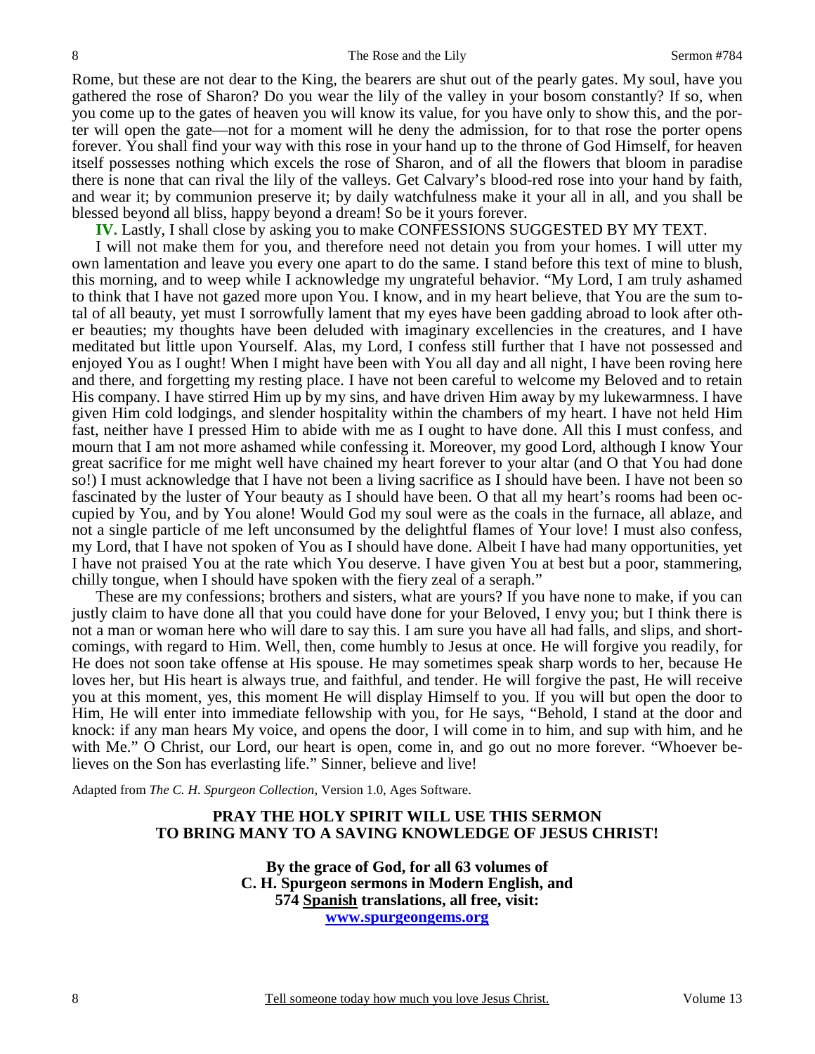Rome, but these are not dear to the King, the bearers are shut out of the pearly gates. My soul, have you gathered the rose of Sharon? Do you wear the lily of the valley in your bosom constantly? If so, when you come up to the gates of heaven you will know its value, for you have only to show this, and the porter will open the gate—not for a moment will he deny the admission, for to that rose the porter opens forever. You shall find your way with this rose in your hand up to the throne of God Himself, for heaven itself possesses nothing which excels the rose of Sharon, and of all the flowers that bloom in paradise there is none that can rival the lily of the valleys. Get Calvary's blood-red rose into your hand by faith, and wear it; by communion preserve it; by daily watchfulness make it your all in all, and you shall be blessed beyond all bliss, happy beyond a dream! So be it yours forever.

**IV.** Lastly, I shall close by asking you to make CONFESSIONS SUGGESTED BY MY TEXT.

I will not make them for you, and therefore need not detain you from your homes. I will utter my own lamentation and leave you every one apart to do the same. I stand before this text of mine to blush, this morning, and to weep while I acknowledge my ungrateful behavior. "My Lord, I am truly ashamed to think that I have not gazed more upon You. I know, and in my heart believe, that You are the sum total of all beauty, yet must I sorrowfully lament that my eyes have been gadding abroad to look after other beauties; my thoughts have been deluded with imaginary excellencies in the creatures, and I have meditated but little upon Yourself. Alas, my Lord, I confess still further that I have not possessed and enjoyed You as I ought! When I might have been with You all day and all night, I have been roving here and there, and forgetting my resting place. I have not been careful to welcome my Beloved and to retain His company. I have stirred Him up by my sins, and have driven Him away by my lukewarmness. I have given Him cold lodgings, and slender hospitality within the chambers of my heart. I have not held Him fast, neither have I pressed Him to abide with me as I ought to have done. All this I must confess, and mourn that I am not more ashamed while confessing it. Moreover, my good Lord, although I know Your great sacrifice for me might well have chained my heart forever to your altar (and O that You had done so!) I must acknowledge that I have not been a living sacrifice as I should have been. I have not been so fascinated by the luster of Your beauty as I should have been. O that all my heart's rooms had been occupied by You, and by You alone! Would God my soul were as the coals in the furnace, all ablaze, and not a single particle of me left unconsumed by the delightful flames of Your love! I must also confess, my Lord, that I have not spoken of You as I should have done. Albeit I have had many opportunities, yet I have not praised You at the rate which You deserve. I have given You at best but a poor, stammering, chilly tongue, when I should have spoken with the fiery zeal of a seraph."

These are my confessions; brothers and sisters, what are yours? If you have none to make, if you can justly claim to have done all that you could have done for your Beloved, I envy you; but I think there is not a man or woman here who will dare to say this. I am sure you have all had falls, and slips, and shortcomings, with regard to Him. Well, then, come humbly to Jesus at once. He will forgive you readily, for He does not soon take offense at His spouse. He may sometimes speak sharp words to her, because He loves her, but His heart is always true, and faithful, and tender. He will forgive the past, He will receive you at this moment, yes, this moment He will display Himself to you. If you will but open the door to Him, He will enter into immediate fellowship with you, for He says, "Behold, I stand at the door and knock: if any man hears My voice, and opens the door, I will come in to him, and sup with him, and he with Me." O Christ, our Lord, our heart is open, come in, and go out no more forever. "Whoever believes on the Son has everlasting life." Sinner, believe and live!

Adapted from *The C. H. Spurgeon Collection*, Version 1.0, Ages Software.

**PRAY THE HOLY SPIRIT WILL USE THIS SERMON TO BRING MANY TO A SAVING KNOWLEDGE OF JESUS CHRIST!**

**By the grace of God, for all 63 volumes of C. H. Spurgeon sermons in Modern English, and 574 Spanish translations, all free, visit: www.spurgeongems.org**